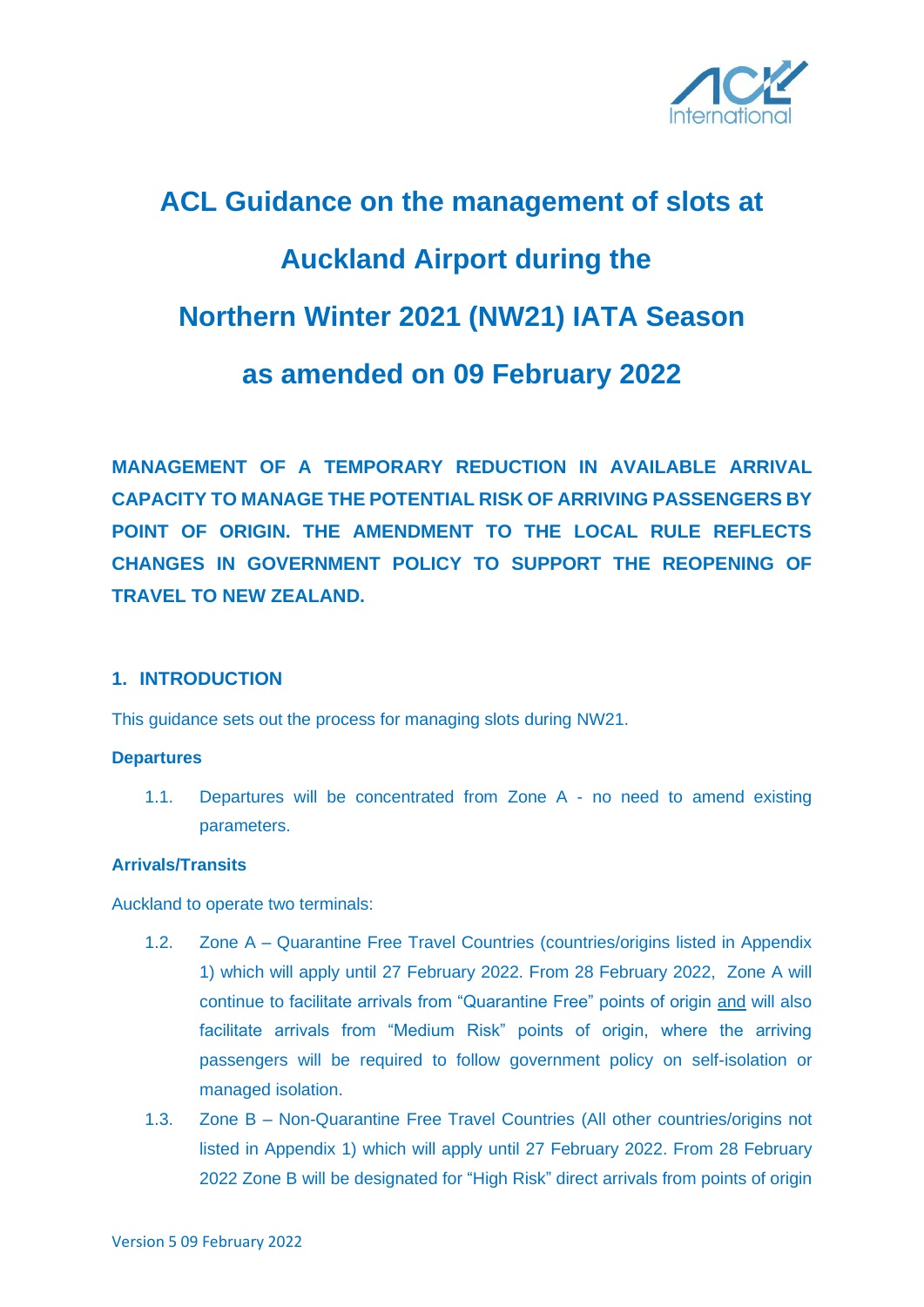# ACL Guidance on the management of slots at Auckland Airport during the Northern Winter 2021 (NW21) IATA Season as amended on 09 February 2022

**MANAGEMENT OF A TEMPORARY REDUCTION IN AVAILABLE ARRIVAL CAPACITY TO MANAGE THE POTENTIAL RISK OF ARRIVING PASSENGERS BY POINT OF ORIGIN. THE AMENDMENT TO THE LOCAL RULE REFLECTS CHANGES IN GOVERNMENT POLICY TO SUPPORT THE REOPENING OF TRAVEL TO NEW ZEALAND.**

## 1. INTRODUCTION

This guidance sets out the process for managing slots during NW21.

**Departures**

1.1. Departures will be concentrated from Zone A - no need to amend existing parameters.

**Arrivals/Transits**

Auckland to operate two terminals:

1.2. Zone A – Quarantine Free Travel Countries (countries/origins listed in Appendix 1) which will apply until 27 February 2022. From 28 February 2022, Zone A will continue to facilitate arrivals from "Quarantine Free" points of origin and will also facilitate arrivals from "Medium Risk" points of origin, where the arriving passengers will be required to follow government policy on self-isolation or managed isolation.

1.3. Zone B – Non-Quarantine Free Travel Countries (All other countries/origins not listed in Appendix 1) which will apply until 27 February 2022. From 28 February 2022 Zone B will be designated for "High Risk" direct arrivals from points of origin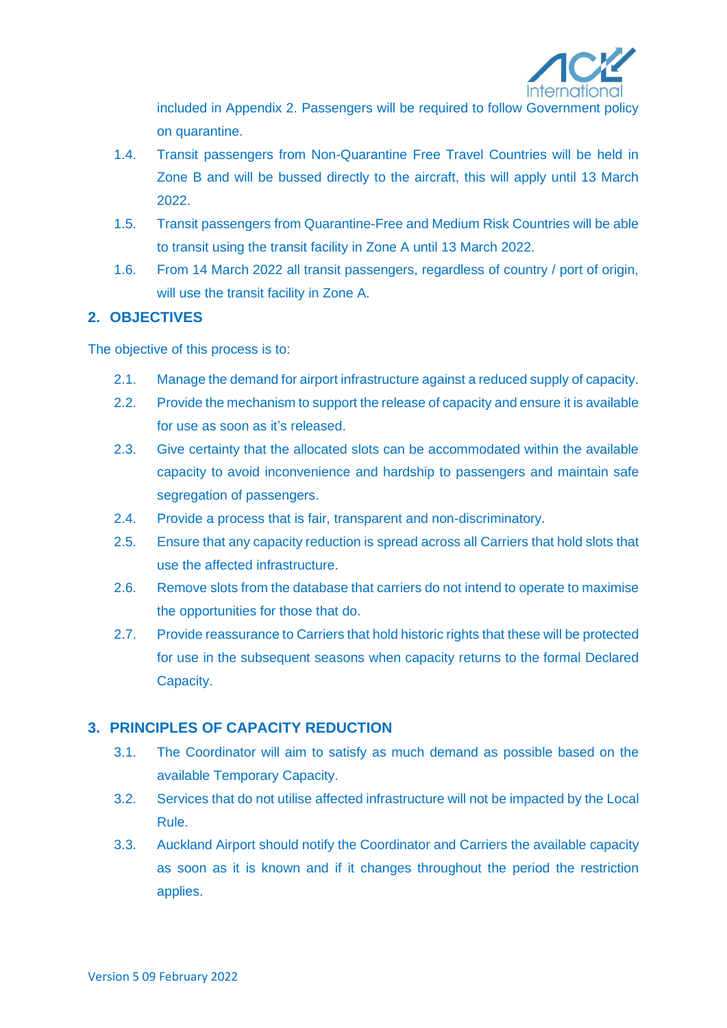included in Appendix 2. Passengers will be required to follow Government policy on quarantine.

1.4. Transit passengers from Non-Quarantine Free Travel Countries will be held in Zone B and will be bussed directly to the aircraft, this will apply until 13 March 2022.

1.5. Transit passengers from Quarantine-Free and Medium Risk Countries will be able to transit using the transit facility in Zone A until 13 March 2022.

1.6. From 14 March 2022 all transit passengers, regardless of country / port of origin, will use the transit facility in Zone A.

## 2. OBJECTIVES

The objective of this process is to:

2.1. Manage the demand for airport infrastructure against a reduced supply of capacity.

2.2. Provide the mechanism to support the release of capacity and ensure it is available for use as soon as it's released.

2.3. Give certainty that the allocated slots can be accommodated within the available capacity to avoid inconvenience and hardship to passengers and maintain safe segregation of passengers.

2.4. Provide a process that is fair, transparent and non-discriminatory.

2.5. Ensure that any capacity reduction is spread across all Carriers that hold slots that use the affected infrastructure.

2.6. Remove slots from the database that carriers do not intend to operate to maximise the opportunities for those that do.

2.7. Provide reassurance to Carriers that hold historic rights that these will be protected for use in the subsequent seasons when capacity returns to the formal Declared Capacity.

## 3. PRINCIPLES OF CAPACITY REDUCTION

3.1. The Coordinator will aim to satisfy as much demand as possible based on the available Temporary Capacity.

3.2. Services that do not utilise affected infrastructure will not be impacted by the Local Rule.

3.3. Auckland Airport should notify the Coordinator and Carriers the available capacity as soon as it is known and if it changes throughout the period the restriction applies.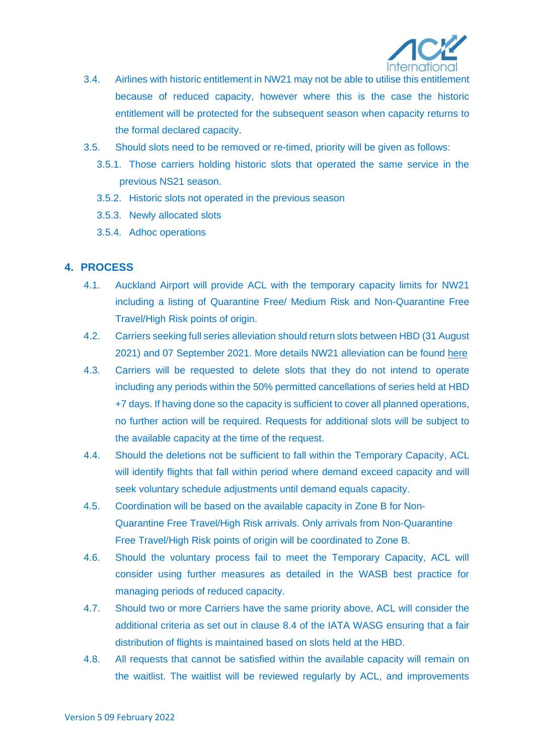3.4. Airlines with historic entitlement in NW21 may not be able to utilise this entitlement because of reduced capacity, however where this is the case the historic entitlement will be protected for the subsequent season when capacity returns to the formal declared capacity.

3.5. Should slots need to be removed or re-timed, priority will be given as follows:

- 3.5.1. Those carriers holding historic slots that operated the same service in the previous NS21 season.
- 3.5.2. Historic slots not operated in the previous season
- 3.5.3. Newly allocated slots
- 3.5.4. Adhoc operations

## 4. PROCESS

4.1. Auckland Airport will provide ACL with the temporary capacity limits for NW21 including a listing of Quarantine Free/ Medium Risk and Non-Quarantine Free Travel/High Risk points of origin.

4.2. Carriers seeking full series alleviation should return slots between HBD (31 August 2021) and 07 September 2021. More details NW21 alleviation can be found here

4.3. Carriers will be requested to delete slots that they do not intend to operate including any periods within the 50% permitted cancellations of series held at HBD +7 days. If having done so the capacity is sufficient to cover all planned operations, no further action will be required. Requests for additional slots will be subject to the available capacity at the time of the request.

4.4. Should the deletions not be sufficient to fall within the Temporary Capacity, ACL will identify flights that fall within period where demand exceed capacity and will seek voluntary schedule adjustments until demand equals capacity.

4.5. Coordination will be based on the available capacity in Zone B for Non-Quarantine Free Travel/High Risk arrivals. Only arrivals from Non-Quarantine Free Travel/High Risk points of origin will be coordinated to Zone B.

4.6. Should the voluntary process fail to meet the Temporary Capacity, ACL will consider using further measures as detailed in the WASB best practice for managing periods of reduced capacity.

4.7. Should two or more Carriers have the same priority above, ACL will consider the additional criteria as set out in clause 8.4 of the IATA WASG ensuring that a fair distribution of flights is maintained based on slots held at the HBD.

4.8. All requests that cannot be satisfied within the available capacity will remain on the waitlist. The waitlist will be reviewed regularly by ACL, and improvements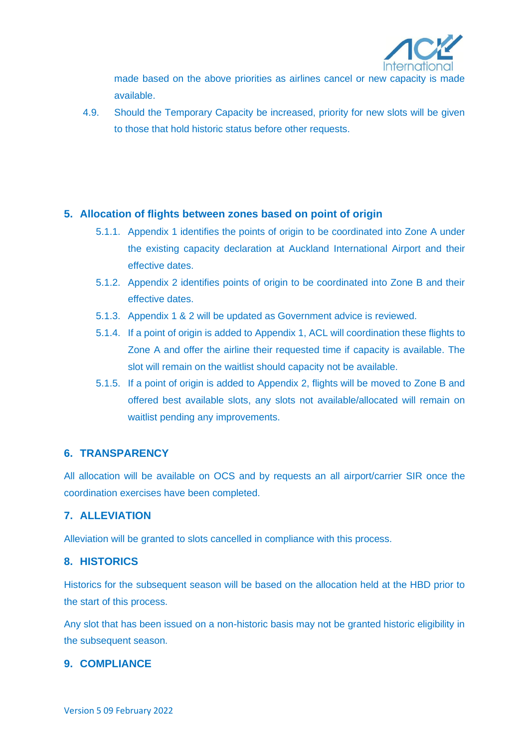made based on the above priorities as airlines cancel or new capacity is made available.

4.9. Should the Temporary Capacity be increased, priority for new slots will be given to those that hold historic status before other requests.

## 5. Allocation of flights between zones based on point of origin

5.1.1. Appendix 1 identifies the points of origin to be coordinated into Zone A under the existing capacity declaration at Auckland International Airport and their effective dates.

5.1.2. Appendix 2 identifies points of origin to be coordinated into Zone B and their effective dates.

5.1.3. Appendix 1 & 2 will be updated as Government advice is reviewed.

5.1.4. If a point of origin is added to Appendix 1, ACL will coordination these flights to Zone A and offer the airline their requested time if capacity is available. The slot will remain on the waitlist should capacity not be available.

5.1.5. If a point of origin is added to Appendix 2, flights will be moved to Zone B and offered best available slots, any slots not available/allocated will remain on waitlist pending any improvements.

## 6. TRANSPARENCY

All allocation will be available on OCS and by requests an all airport/carrier SIR once the coordination exercises have been completed.

## 7. ALLEVIATION

Alleviation will be granted to slots cancelled in compliance with this process.

## 8. HISTORICS

Historics for the subsequent season will be based on the allocation held at the HBD prior to the start of this process.

Any slot that has been issued on a non-historic basis may not be granted historic eligibility in the subsequent season.

## 9. COMPLIANCE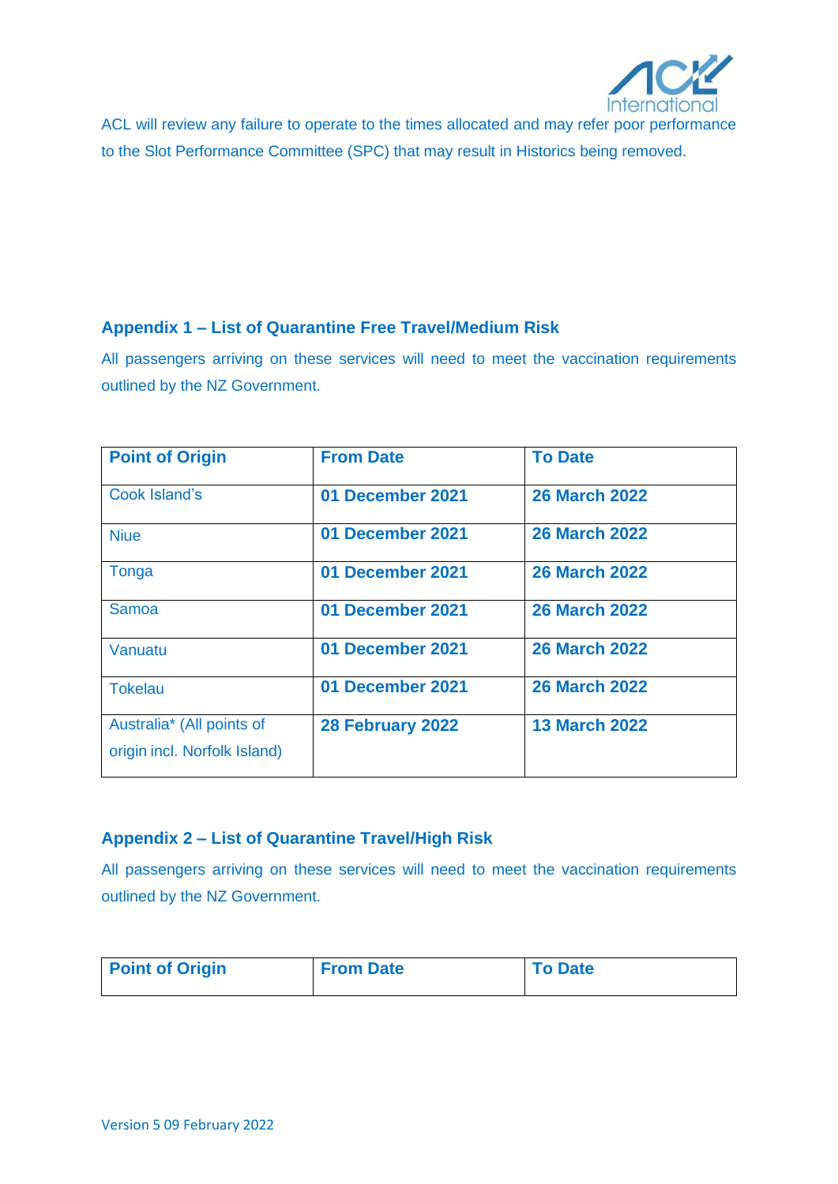ACL will review any failure to operate to the times allocated and may refer poor performance to the Slot Performance Committee (SPC) that may result in Historics being removed.

## Appendix 1 – List of Quarantine Free Travel/Medium Risk

All passengers arriving on these services will need to meet the vaccination requirements outlined by the NZ Government.

| Point of Origin | From Date | To Date |
|---|---|---|
| Cook Island's | **01 December 2021** | **26 March 2022** |
| Niue | **01 December 2021** | **26 March 2022** |
| Tonga | **01 December 2021** | **26 March 2022** |
| Samoa | **01 December 2021** | **26 March 2022** |
| Vanuatu | **01 December 2021** | **26 March 2022** |
| Tokelau | **01 December 2021** | **26 March 2022** |
| Australia* (All points of origin incl. Norfolk Island) | **28 February 2022** | **13 March 2022** |

## Appendix 2 – List of Quarantine Travel/High Risk

All passengers arriving on these services will need to meet the vaccination requirements outlined by the NZ Government.

| Point of Origin | From Date | To Date |
|---|---|---|

Version 5 09 February 2022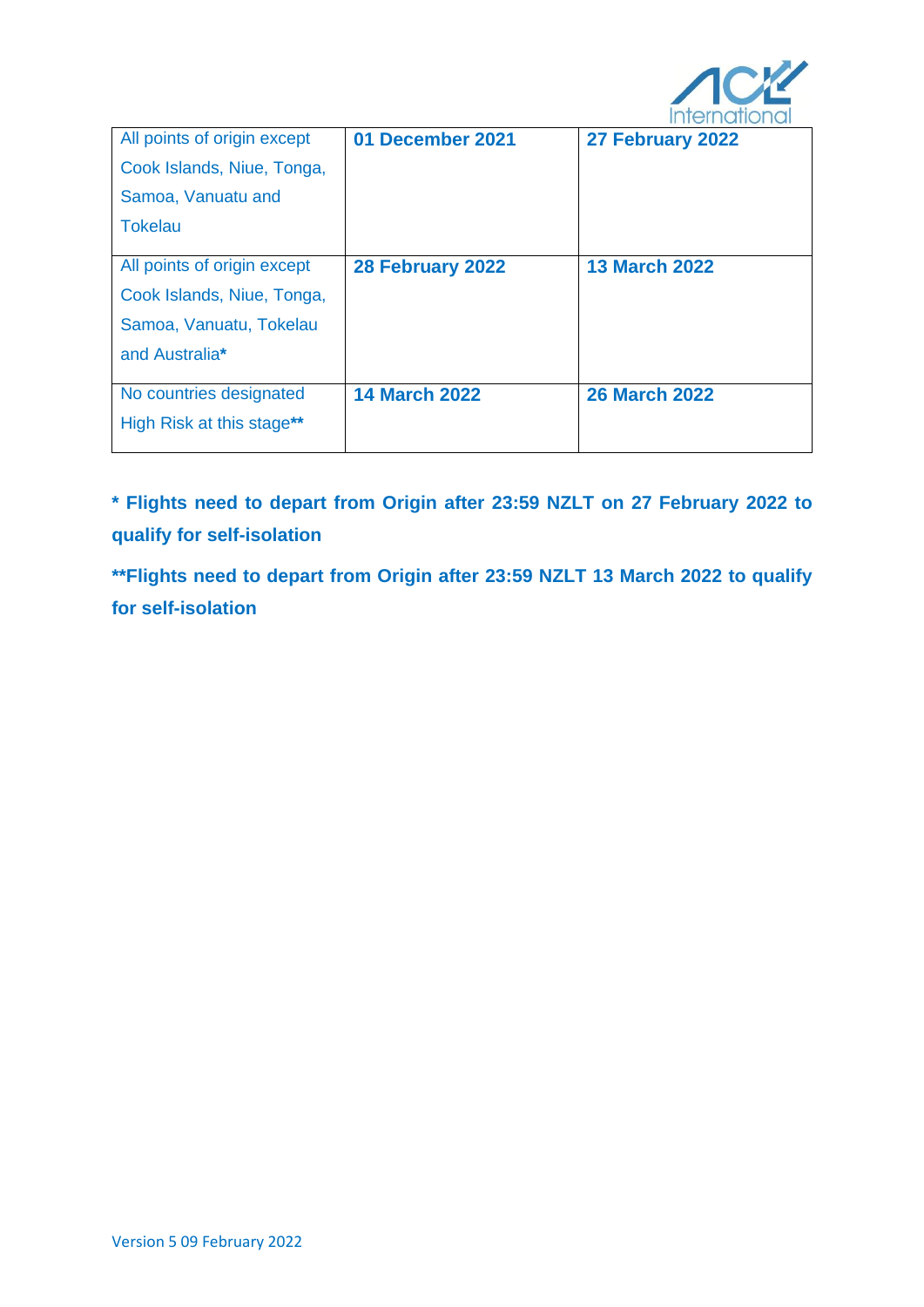| | | |
|---|---|---|
| All points of origin except Cook Islands, Niue, Tonga, Samoa, Vanuatu and Tokelau | **01 December 2021** | **27 February 2022** |
| All points of origin except Cook Islands, Niue, Tonga, Samoa, Vanuatu, Tokelau and Australia**\*** | **28 February 2022** | **13 March 2022** |
| No countries designated High Risk at this stage**\*\*** | **14 March 2022** | **26 March 2022** |

**\* Flights need to depart from Origin after 23:59 NZLT on 27 February 2022 to qualify for self-isolation**

**\*\*Flights need to depart from Origin after 23:59 NZLT 13 March 2022 to qualify for self-isolation**

Version 5 09 February 2022